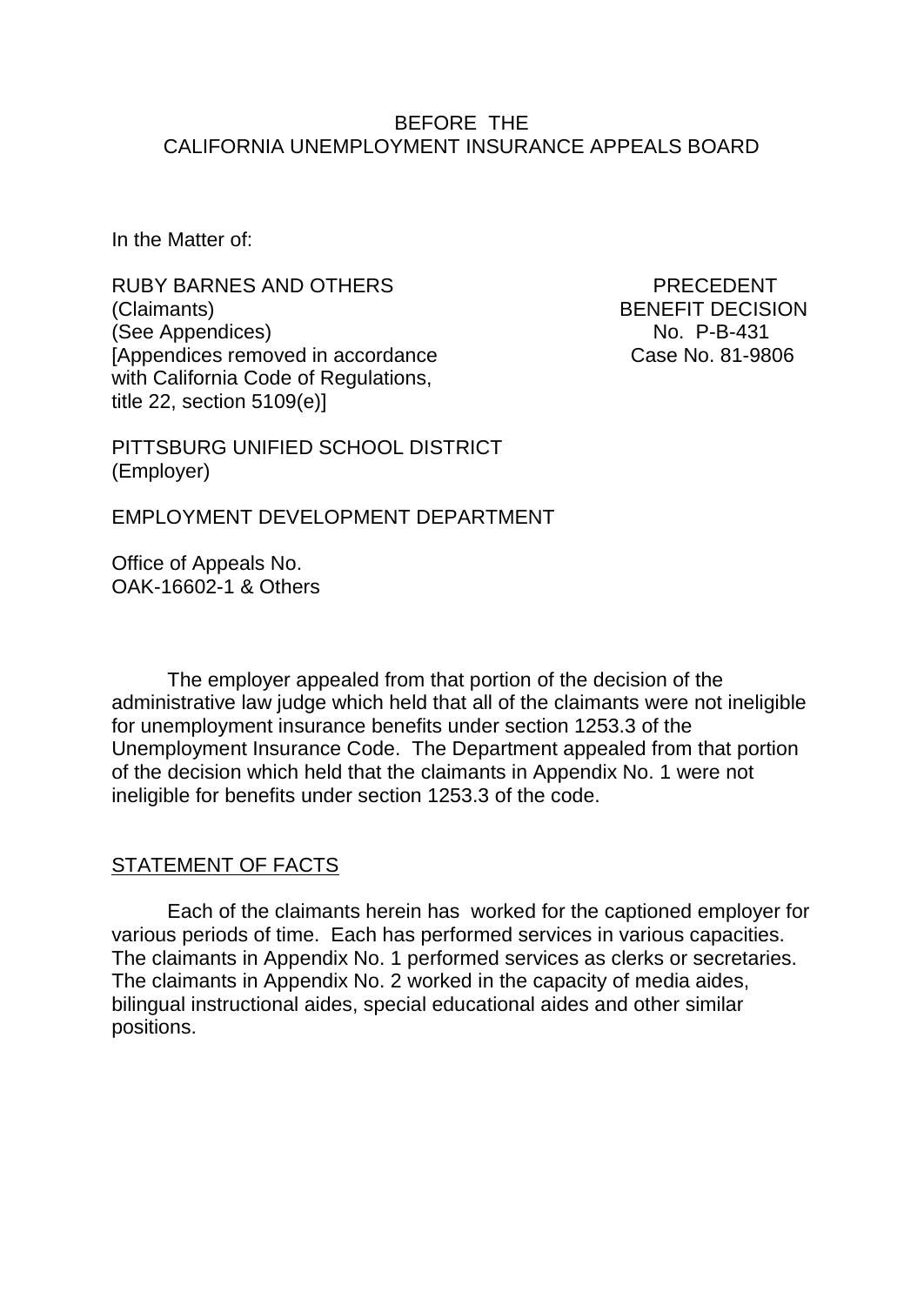BEFORE THE
CALIFORNIA UNEMPLOYMENT INSURANCE APPEALS BOARD

In the Matter of:

RUBY BARNES AND OTHERS
(Claimants)
(See Appendices)
[Appendices removed in accordance with California Code of Regulations, title 22, section 5109(e)]

PRECEDENT
BENEFIT DECISION
No. P-B-431
Case No. 81-9806

PITTSBURG UNIFIED SCHOOL DISTRICT
(Employer)

EMPLOYMENT DEVELOPMENT DEPARTMENT

Office of Appeals No.
OAK-16602-1 & Others

The employer appealed from that portion of the decision of the administrative law judge which held that all of the claimants were not ineligible for unemployment insurance benefits under section 1253.3 of the Unemployment Insurance Code. The Department appealed from that portion of the decision which held that the claimants in Appendix No. 1 were not ineligible for benefits under section 1253.3 of the code.

## STATEMENT OF FACTS

Each of the claimants herein has worked for the captioned employer for various periods of time. Each has performed services in various capacities. The claimants in Appendix No. 1 performed services as clerks or secretaries. The claimants in Appendix No. 2 worked in the capacity of media aides, bilingual instructional aides, special educational aides and other similar positions.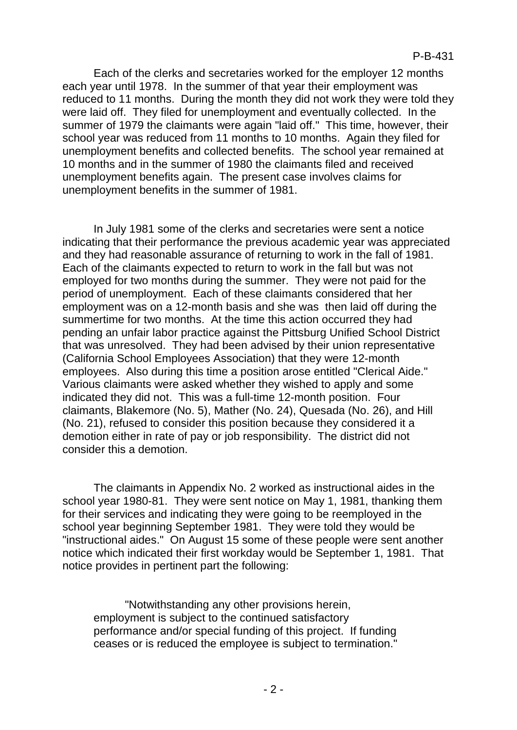Each of the clerks and secretaries worked for the employer 12 months each year until 1978. In the summer of that year their employment was reduced to 11 months. During the month they did not work they were told they were laid off. They filed for unemployment and eventually collected. In the summer of 1979 the claimants were again "laid off." This time, however, their school year was reduced from 11 months to 10 months. Again they filed for unemployment benefits and collected benefits. The school year remained at 10 months and in the summer of 1980 the claimants filed and received unemployment benefits again. The present case involves claims for unemployment benefits in the summer of 1981.

In July 1981 some of the clerks and secretaries were sent a notice indicating that their performance the previous academic year was appreciated and they had reasonable assurance of returning to work in the fall of 1981. Each of the claimants expected to return to work in the fall but was not employed for two months during the summer. They were not paid for the period of unemployment. Each of these claimants considered that her employment was on a 12-month basis and she was then laid off during the summertime for two months. At the time this action occurred they had pending an unfair labor practice against the Pittsburg Unified School District that was unresolved. They had been advised by their union representative (California School Employees Association) that they were 12-month employees. Also during this time a position arose entitled "Clerical Aide." Various claimants were asked whether they wished to apply and some indicated they did not. This was a full-time 12-month position. Four claimants, Blakemore (No. 5), Mather (No. 24), Quesada (No. 26), and Hill (No. 21), refused to consider this position because they considered it a demotion either in rate of pay or job responsibility. The district did not consider this a demotion.

The claimants in Appendix No. 2 worked as instructional aides in the school year 1980-81. They were sent notice on May 1, 1981, thanking them for their services and indicating they were going to be reemployed in the school year beginning September 1981. They were told they would be "instructional aides." On August 15 some of these people were sent another notice which indicated their first workday would be September 1, 1981. That notice provides in pertinent part the following:

> "Notwithstanding any other provisions herein, employment is subject to the continued satisfactory performance and/or special funding of this project. If funding ceases or is reduced the employee is subject to termination."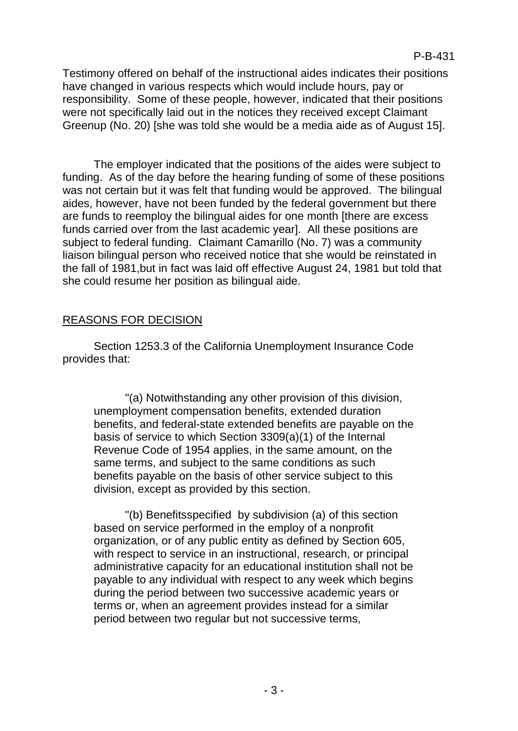Testimony offered on behalf of the instructional aides indicates their positions have changed in various respects which would include hours, pay or responsibility. Some of these people, however, indicated that their positions were not specifically laid out in the notices they received except Claimant Greenup (No. 20) [she was told she would be a media aide as of August 15].

The employer indicated that the positions of the aides were subject to funding. As of the day before the hearing funding of some of these positions was not certain but it was felt that funding would be approved. The bilingual aides, however, have not been funded by the federal government but there are funds to reemploy the bilingual aides for one month [there are excess funds carried over from the last academic year]. All these positions are subject to federal funding. Claimant Camarillo (No. 7) was a community liaison bilingual person who received notice that she would be reinstated in the fall of 1981,but in fact was laid off effective August 24, 1981 but told that she could resume her position as bilingual aide.

## REASONS FOR DECISION

Section 1253.3 of the California Unemployment Insurance Code provides that:

> "(a) Notwithstanding any other provision of this division, unemployment compensation benefits, extended duration benefits, and federal-state extended benefits are payable on the basis of service to which Section 3309(a)(1) of the Internal Revenue Code of 1954 applies, in the same amount, on the same terms, and subject to the same conditions as such benefits payable on the basis of other service subject to this division, except as provided by this section.
>
> "(b) Benefitsspecified by subdivision (a) of this section based on service performed in the employ of a nonprofit organization, or of any public entity as defined by Section 605, with respect to service in an instructional, research, or principal administrative capacity for an educational institution shall not be payable to any individual with respect to any week which begins during the period between two successive academic years or terms or, when an agreement provides instead for a similar period between two regular but not successive terms,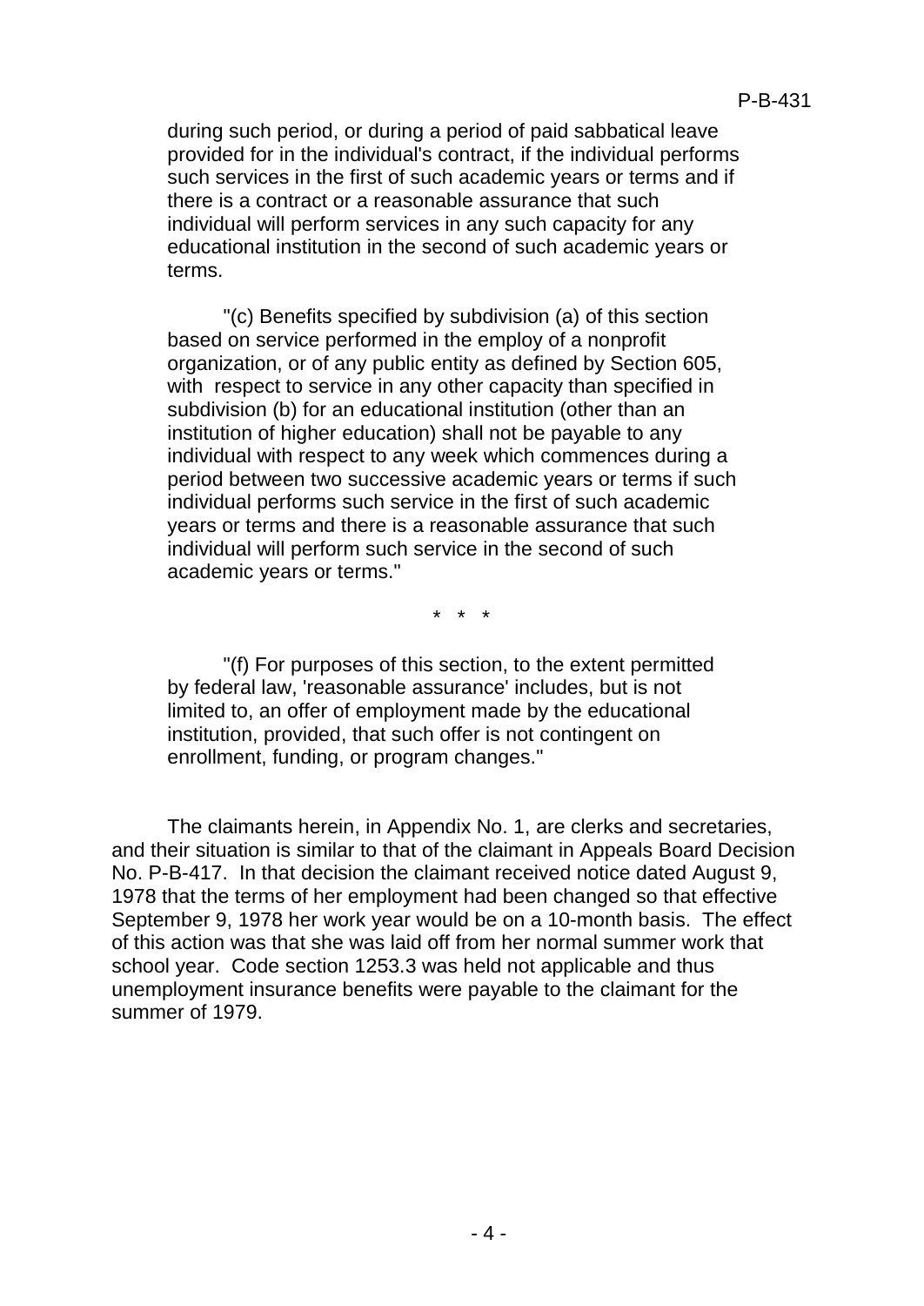during such period, or during a period of paid sabbatical leave provided for in the individual's contract, if the individual performs such services in the first of such academic years or terms and if there is a contract or a reasonable assurance that such individual will perform services in any such capacity for any educational institution in the second of such academic years or terms.

"(c) Benefits specified by subdivision (a) of this section based on service performed in the employ of a nonprofit organization, or of any public entity as defined by Section 605, with respect to service in any other capacity than specified in subdivision (b) for an educational institution (other than an institution of higher education) shall not be payable to any individual with respect to any week which commences during a period between two successive academic years or terms if such individual performs such service in the first of such academic years or terms and there is a reasonable assurance that such individual will perform such service in the second of such academic years or terms."

\* \* \*

"(f) For purposes of this section, to the extent permitted by federal law, 'reasonable assurance' includes, but is not limited to, an offer of employment made by the educational institution, provided, that such offer is not contingent on enrollment, funding, or program changes."

The claimants herein, in Appendix No. 1, are clerks and secretaries, and their situation is similar to that of the claimant in Appeals Board Decision No. P-B-417. In that decision the claimant received notice dated August 9, 1978 that the terms of her employment had been changed so that effective September 9, 1978 her work year would be on a 10-month basis. The effect of this action was that she was laid off from her normal summer work that school year. Code section 1253.3 was held not applicable and thus unemployment insurance benefits were payable to the claimant for the summer of 1979.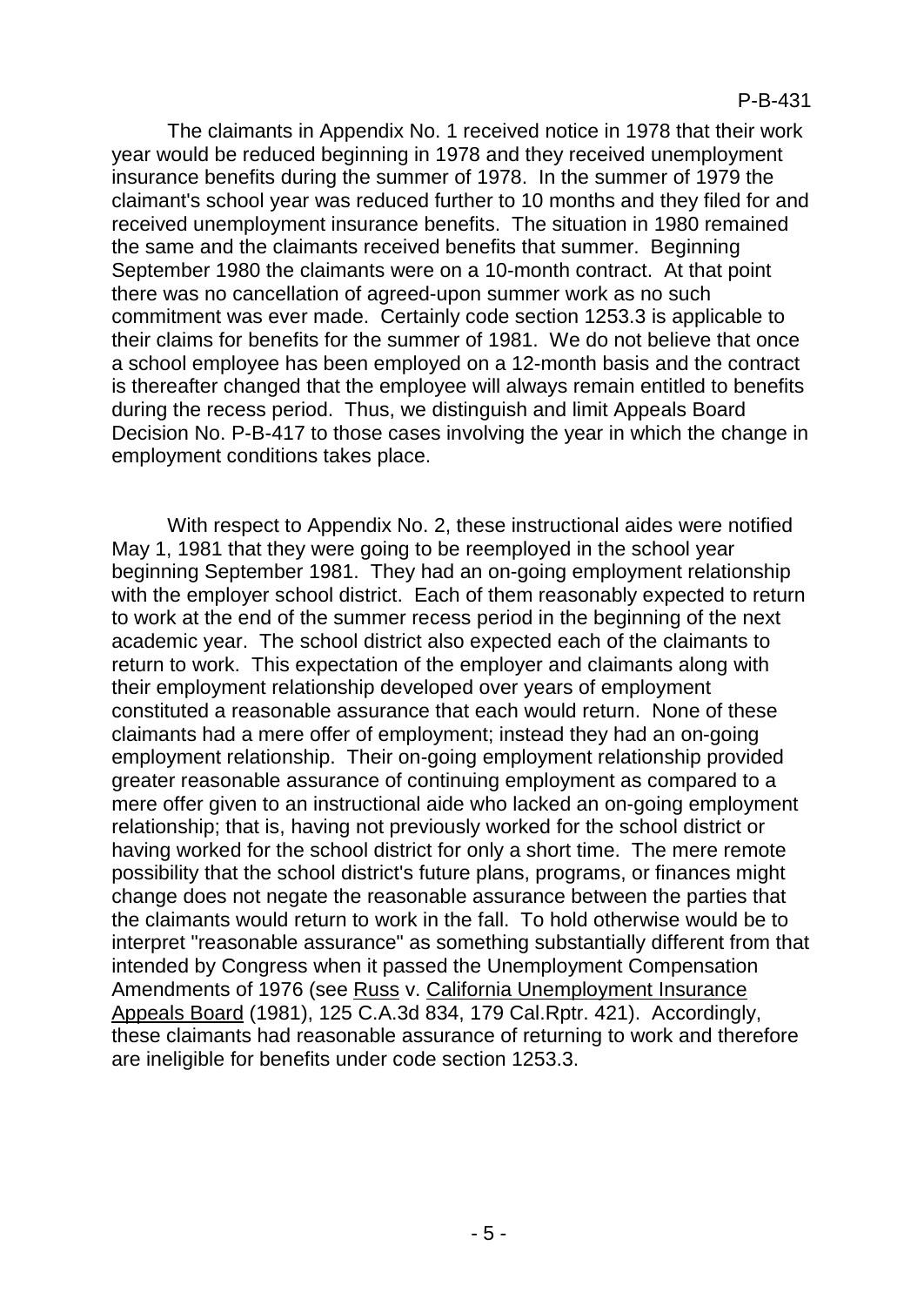The claimants in Appendix No. 1 received notice in 1978 that their work year would be reduced beginning in 1978 and they received unemployment insurance benefits during the summer of 1978. In the summer of 1979 the claimant's school year was reduced further to 10 months and they filed for and received unemployment insurance benefits. The situation in 1980 remained the same and the claimants received benefits that summer. Beginning September 1980 the claimants were on a 10-month contract. At that point there was no cancellation of agreed-upon summer work as no such commitment was ever made. Certainly code section 1253.3 is applicable to their claims for benefits for the summer of 1981. We do not believe that once a school employee has been employed on a 12-month basis and the contract is thereafter changed that the employee will always remain entitled to benefits during the recess period. Thus, we distinguish and limit Appeals Board Decision No. P-B-417 to those cases involving the year in which the change in employment conditions takes place.

With respect to Appendix No. 2, these instructional aides were notified May 1, 1981 that they were going to be reemployed in the school year beginning September 1981. They had an on-going employment relationship with the employer school district. Each of them reasonably expected to return to work at the end of the summer recess period in the beginning of the next academic year. The school district also expected each of the claimants to return to work. This expectation of the employer and claimants along with their employment relationship developed over years of employment constituted a reasonable assurance that each would return. None of these claimants had a mere offer of employment; instead they had an on-going employment relationship. Their on-going employment relationship provided greater reasonable assurance of continuing employment as compared to a mere offer given to an instructional aide who lacked an on-going employment relationship; that is, having not previously worked for the school district or having worked for the school district for only a short time. The mere remote possibility that the school district's future plans, programs, or finances might change does not negate the reasonable assurance between the parties that the claimants would return to work in the fall. To hold otherwise would be to interpret "reasonable assurance" as something substantially different from that intended by Congress when it passed the Unemployment Compensation Amendments of 1976 (see Russ v. California Unemployment Insurance Appeals Board (1981), 125 C.A.3d 834, 179 Cal.Rptr. 421). Accordingly, these claimants had reasonable assurance of returning to work and therefore are ineligible for benefits under code section 1253.3.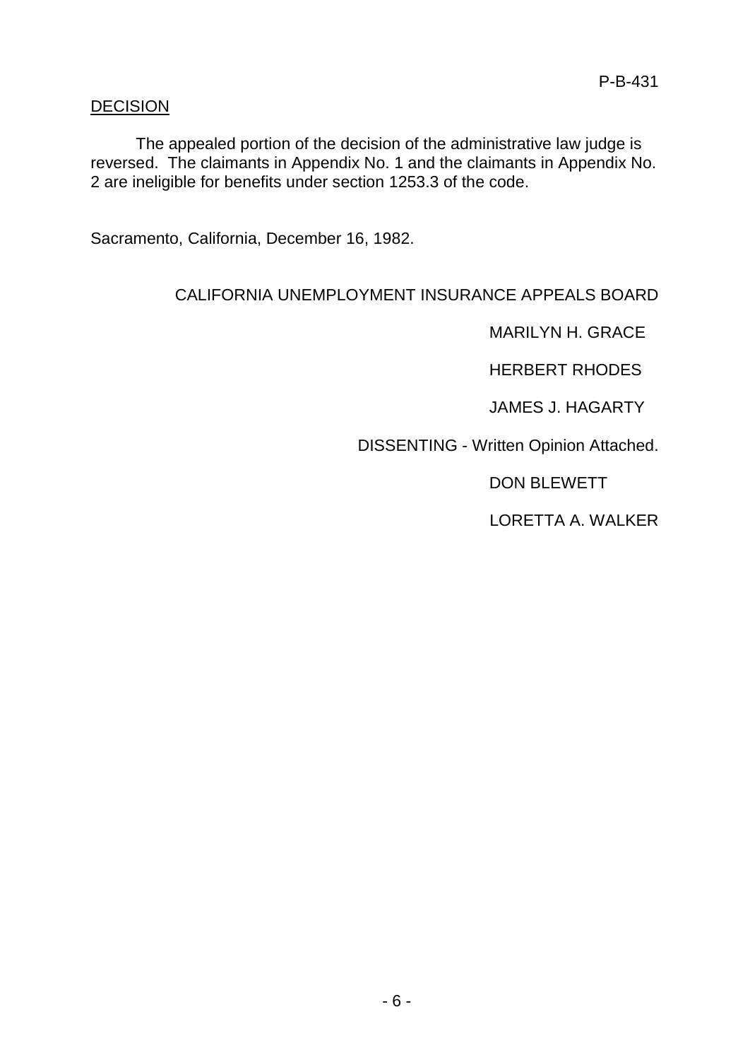<u>DECISION</u>

The appealed portion of the decision of the administrative law judge is reversed. The claimants in Appendix No. 1 and the claimants in Appendix No. 2 are ineligible for benefits under section 1253.3 of the code.

Sacramento, California, December 16, 1982.

CALIFORNIA UNEMPLOYMENT INSURANCE APPEALS BOARD

MARILYN H. GRACE

HERBERT RHODES

JAMES J. HAGARTY

DISSENTING - Written Opinion Attached.

DON BLEWETT

LORETTA A. WALKER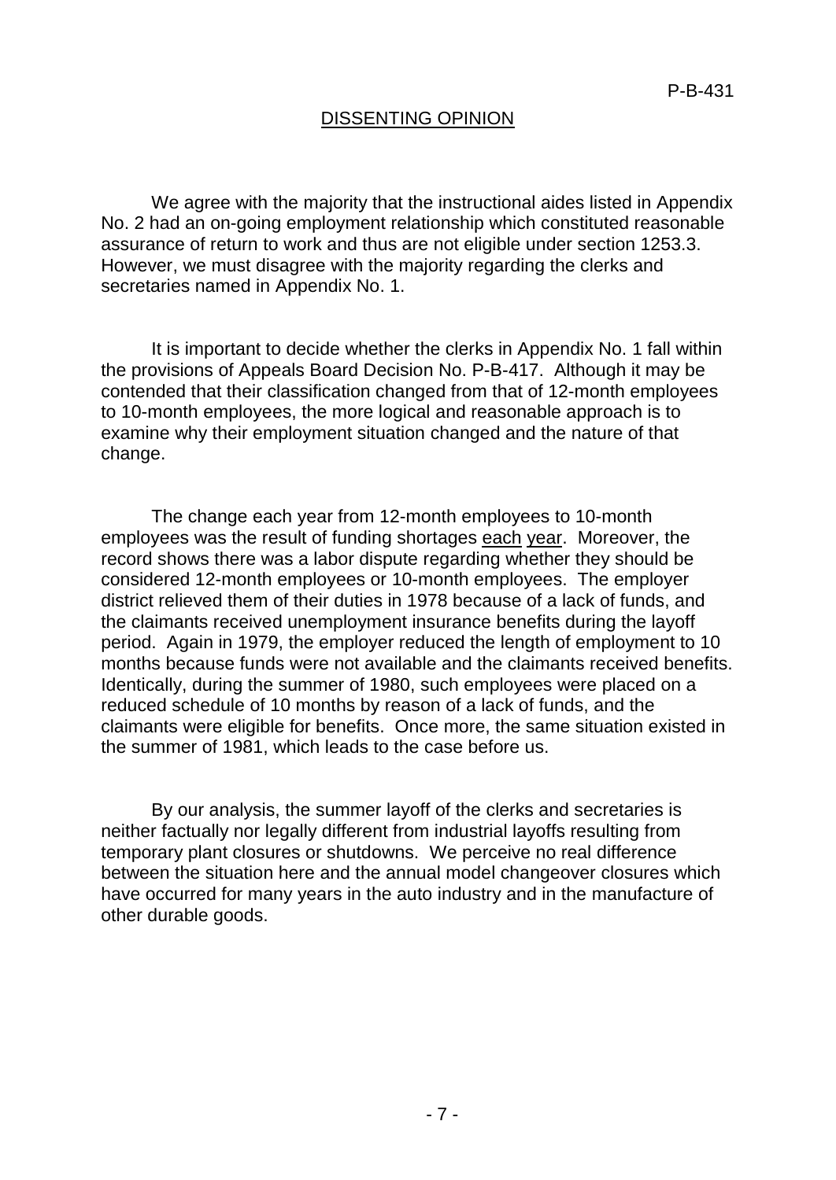## DISSENTING OPINION

We agree with the majority that the instructional aides listed in Appendix No. 2 had an on-going employment relationship which constituted reasonable assurance of return to work and thus are not eligible under section 1253.3. However, we must disagree with the majority regarding the clerks and secretaries named in Appendix No. 1.

It is important to decide whether the clerks in Appendix No. 1 fall within the provisions of Appeals Board Decision No. P-B-417. Although it may be contended that their classification changed from that of 12-month employees to 10-month employees, the more logical and reasonable approach is to examine why their employment situation changed and the nature of that change.

The change each year from 12-month employees to 10-month employees was the result of funding shortages <u>each year</u>. Moreover, the record shows there was a labor dispute regarding whether they should be considered 12-month employees or 10-month employees. The employer district relieved them of their duties in 1978 because of a lack of funds, and the claimants received unemployment insurance benefits during the layoff period. Again in 1979, the employer reduced the length of employment to 10 months because funds were not available and the claimants received benefits. Identically, during the summer of 1980, such employees were placed on a reduced schedule of 10 months by reason of a lack of funds, and the claimants were eligible for benefits. Once more, the same situation existed in the summer of 1981, which leads to the case before us.

By our analysis, the summer layoff of the clerks and secretaries is neither factually nor legally different from industrial layoffs resulting from temporary plant closures or shutdowns. We perceive no real difference between the situation here and the annual model changeover closures which have occurred for many years in the auto industry and in the manufacture of other durable goods.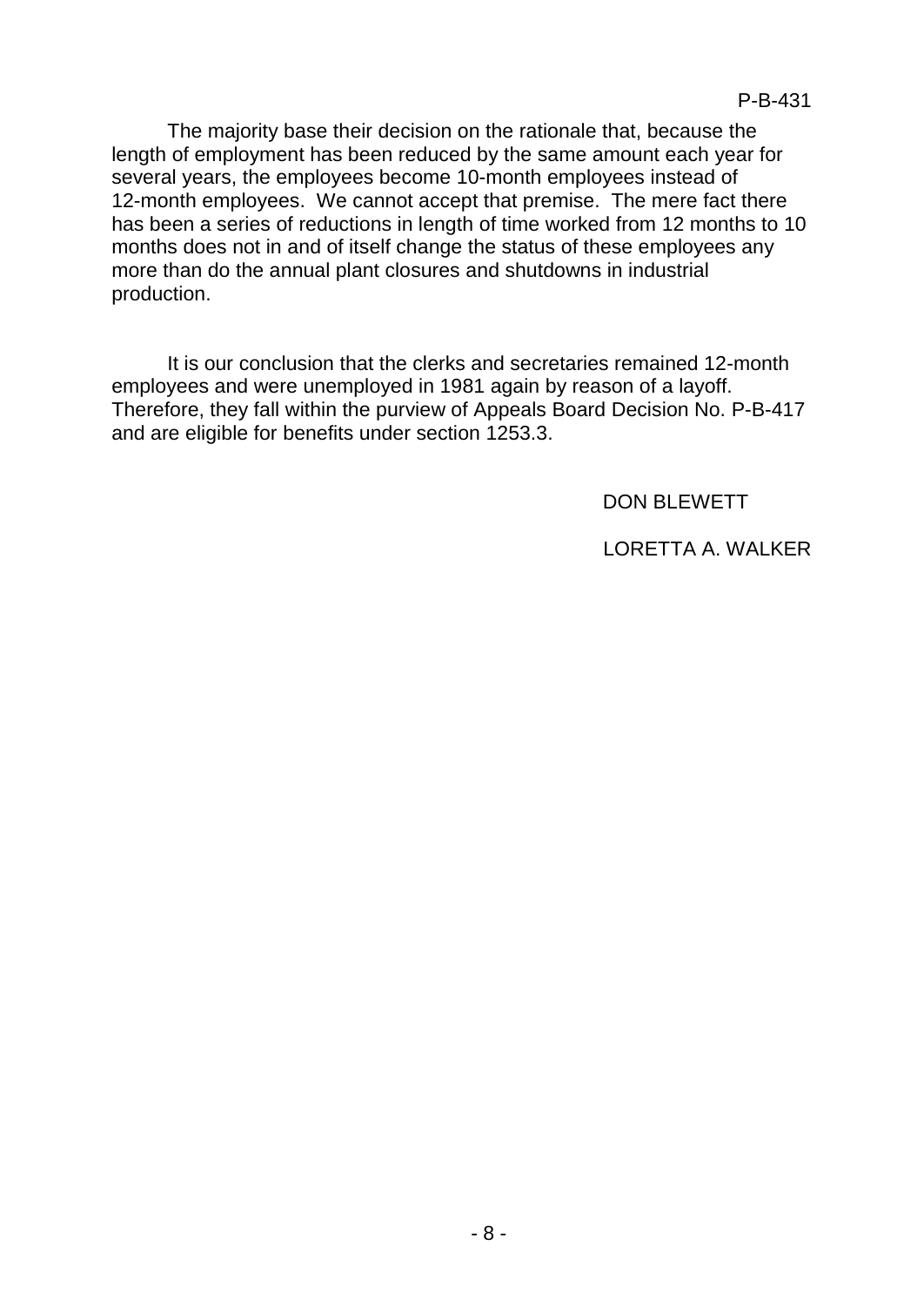The majority base their decision on the rationale that, because the length of employment has been reduced by the same amount each year for several years, the employees become 10-month employees instead of 12-month employees. We cannot accept that premise. The mere fact there has been a series of reductions in length of time worked from 12 months to 10 months does not in and of itself change the status of these employees any more than do the annual plant closures and shutdowns in industrial production.

It is our conclusion that the clerks and secretaries remained 12-month employees and were unemployed in 1981 again by reason of a layoff. Therefore, they fall within the purview of Appeals Board Decision No. P-B-417 and are eligible for benefits under section 1253.3.

DON BLEWETT

LORETTA A. WALKER